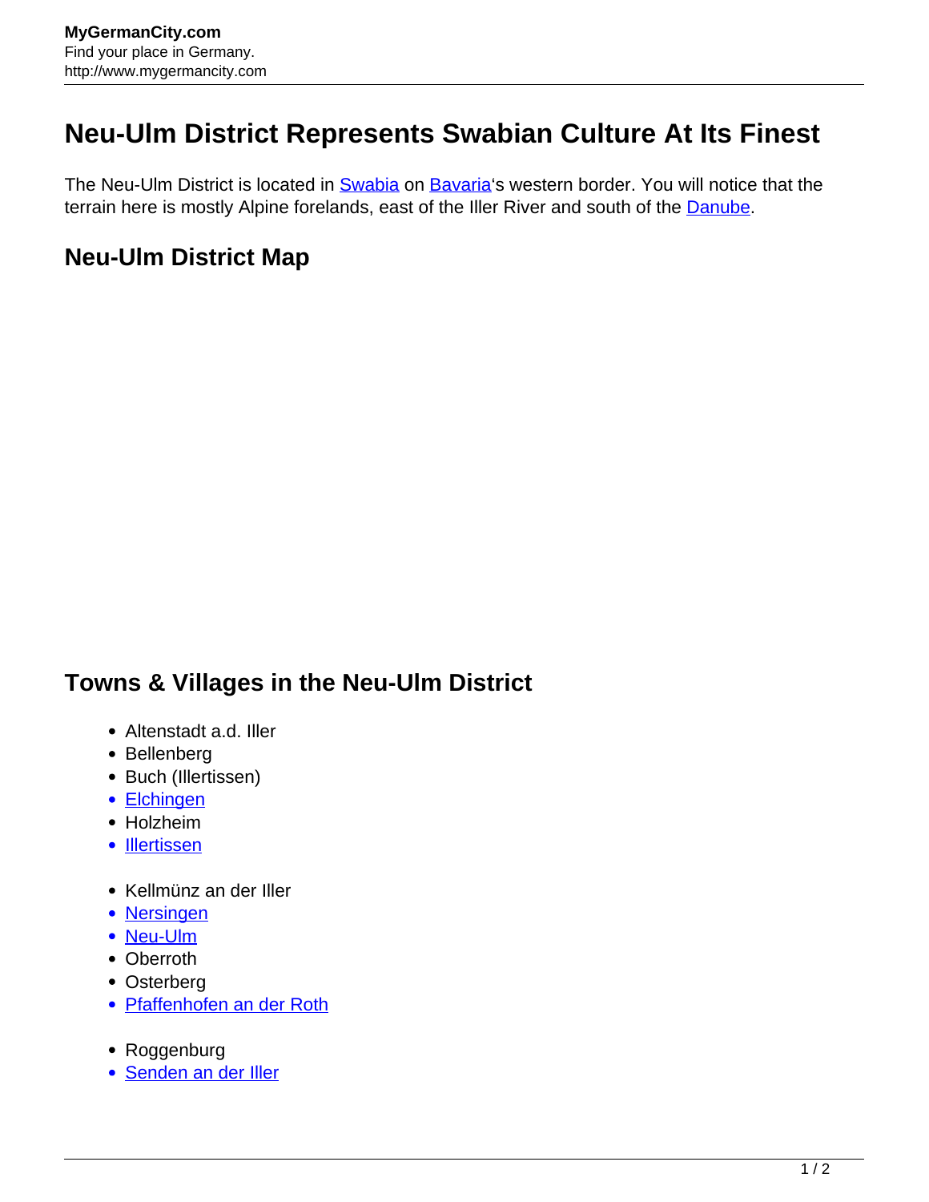# Neu-Ulm District Represents Swabian Culture At Its Finest

The Neu-Ulm District is located in Swabia on Bavaria's western border. You will notice that the terrain here is mostly Alpine forelands, east of the Iller River and south of the Danube.

## Neu-Ulm District Map

## Towns & Villages in the Neu-Ulm District

- Altenstadt a.d. Iller
- Bellenberg
- Buch (Illertissen)
- Elchingen
- Holzheim
- Illertissen

- Kellmünz an der Iller
- Nersingen
- Neu-Ulm
- Oberroth
- Osterberg
- Pfaffenhofen an der Roth

- Roggenburg
- Senden an der Iller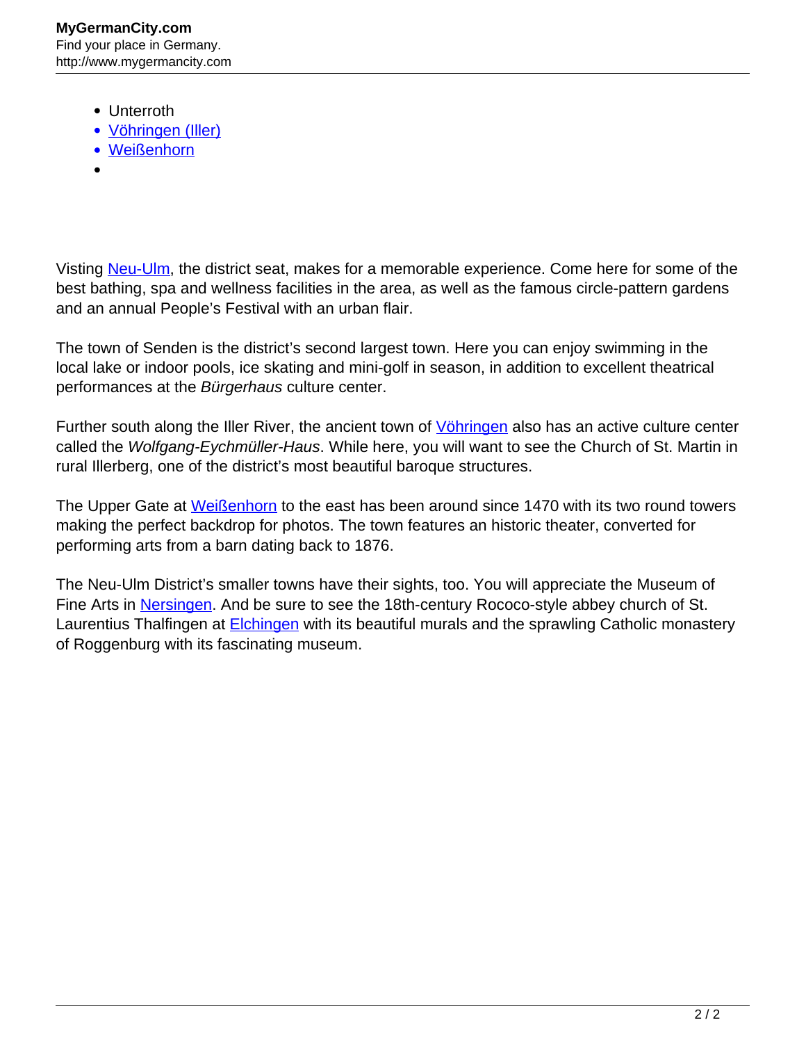- Unterroth
- Vöhringen (Iller)
- Weißenhorn
-

Visting Neu-Ulm, the district seat, makes for a memorable experience. Come here for some of the best bathing, spa and wellness facilities in the area, as well as the famous circle-pattern gardens and an annual People's Festival with an urban flair.

The town of Senden is the district's second largest town. Here you can enjoy swimming in the local lake or indoor pools, ice skating and mini-golf in season, in addition to excellent theatrical performances at the *Bürgerhaus* culture center.

Further south along the Iller River, the ancient town of Vöhringen also has an active culture center called the *Wolfgang-Eychmüller-Haus*. While here, you will want to see the Church of St. Martin in rural Illerberg, one of the district's most beautiful baroque structures.

The Upper Gate at Weißenhorn to the east has been around since 1470 with its two round towers making the perfect backdrop for photos. The town features an historic theater, converted for performing arts from a barn dating back to 1876.

The Neu-Ulm District's smaller towns have their sights, too. You will appreciate the Museum of Fine Arts in Nersingen. And be sure to see the 18th-century Rococo-style abbey church of St. Laurentius Thalfingen at Elchingen with its beautiful murals and the sprawling Catholic monastery of Roggenburg with its fascinating museum.